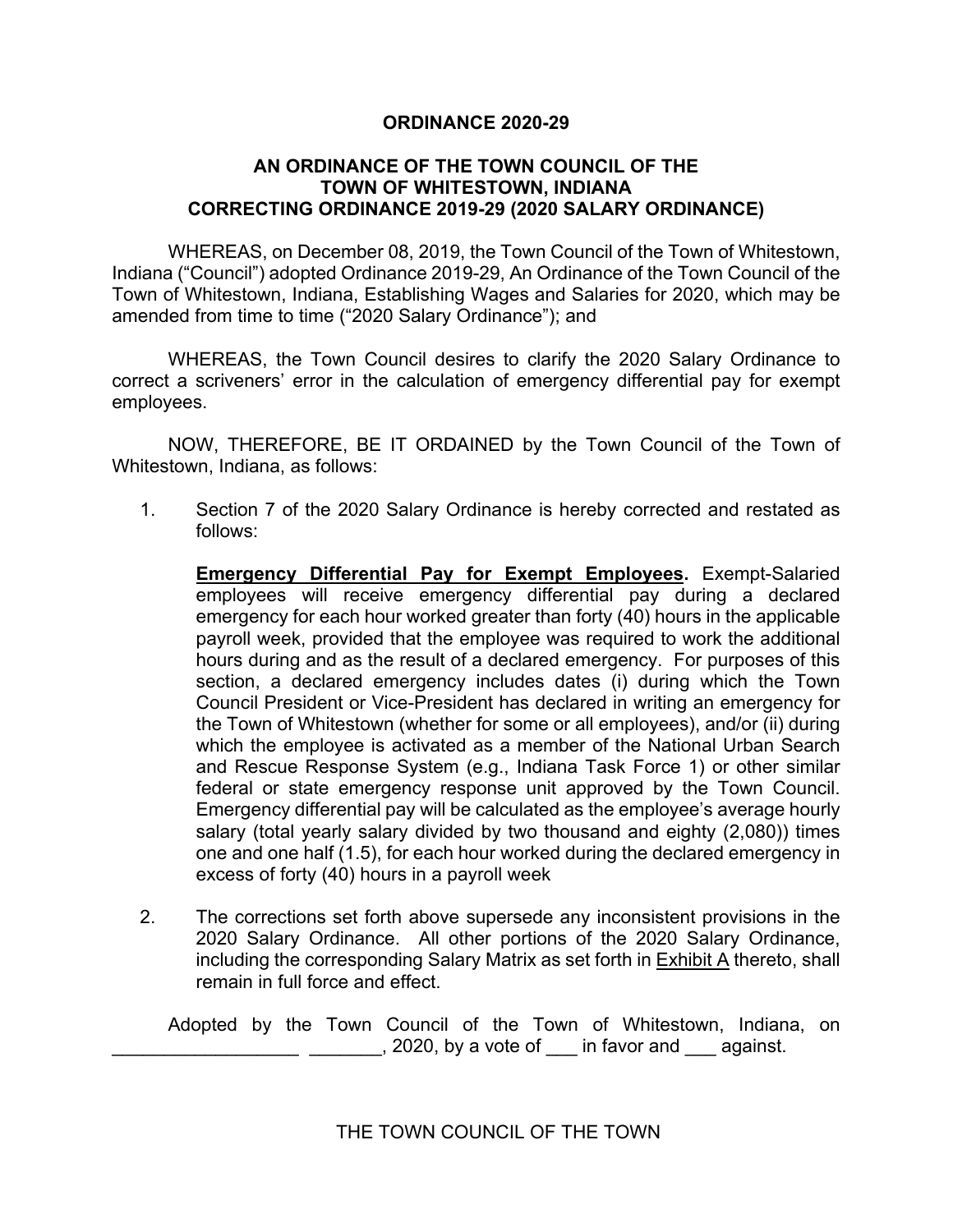# ORDINANCE 2020-29

## AN ORDINANCE OF THE TOWN COUNCIL OF THE TOWN OF WHITESTOWN, INDIANA CORRECTING ORDINANCE 2019-29 (2020 SALARY ORDINANCE)

WHEREAS, on December 08, 2019, the Town Council of the Town of Whitestown, Indiana ("Council") adopted Ordinance 2019-29, An Ordinance of the Town Council of the Town of Whitestown, Indiana, Establishing Wages and Salaries for 2020, which may be amended from time to time ("2020 Salary Ordinance"); and

WHEREAS, the Town Council desires to clarify the 2020 Salary Ordinance to correct a scriveners' error in the calculation of emergency differential pay for exempt employees.

NOW, THEREFORE, BE IT ORDAINED by the Town Council of the Town of Whitestown, Indiana, as follows:

1. Section 7 of the 2020 Salary Ordinance is hereby corrected and restated as follows:

   **<u>Emergency Differential Pay for Exempt Employees</u>.** Exempt-Salaried employees will receive emergency differential pay during a declared emergency for each hour worked greater than forty (40) hours in the applicable payroll week, provided that the employee was required to work the additional hours during and as the result of a declared emergency. For purposes of this section, a declared emergency includes dates (i) during which the Town Council President or Vice-President has declared in writing an emergency for the Town of Whitestown (whether for some or all employees), and/or (ii) during which the employee is activated as a member of the National Urban Search and Rescue Response System (e.g., Indiana Task Force 1) or other similar federal or state emergency response unit approved by the Town Council. Emergency differential pay will be calculated as the employee's average hourly salary (total yearly salary divided by two thousand and eighty (2,080)) times one and one half (1.5), for each hour worked during the declared emergency in excess of forty (40) hours in a payroll week

2. The corrections set forth above supersede any inconsistent provisions in the 2020 Salary Ordinance. All other portions of the 2020 Salary Ordinance, including the corresponding Salary Matrix as set forth in <u>Exhibit A</u> thereto, shall remain in full force and effect.

Adopted by the Town Council of the Town of Whitestown, Indiana, on __________________ _______, 2020, by a vote of ___ in favor and ___ against.

THE TOWN COUNCIL OF THE TOWN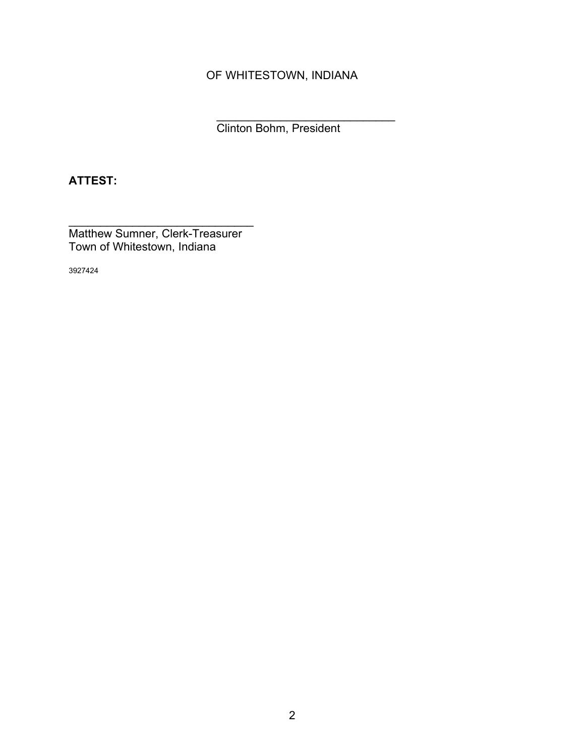OF WHITESTOWN, INDIANA

______________________________
Clinton Bohm, President

**ATTEST:**

______________________________
Matthew Sumner, Clerk-Treasurer
Town of Whitestown, Indiana

3927424